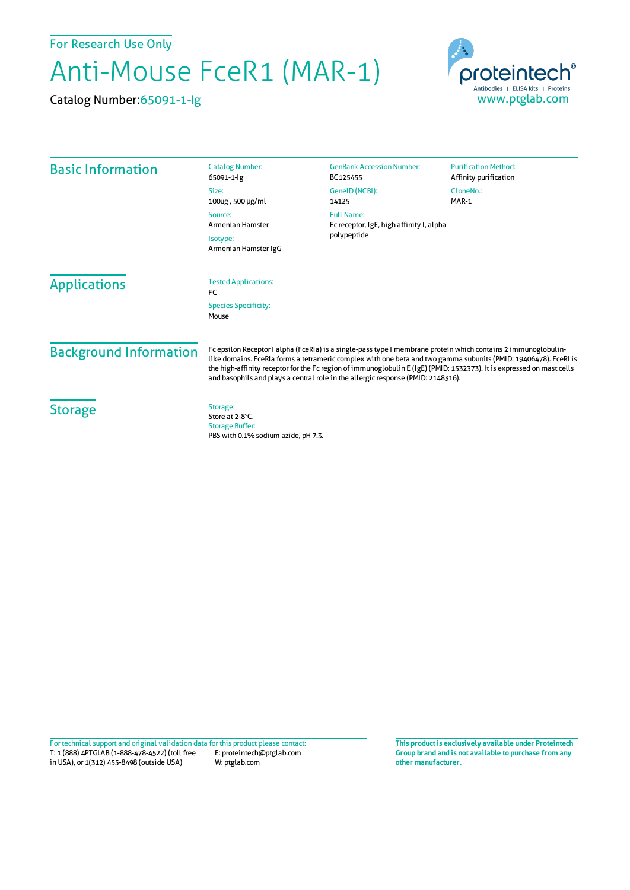For Research Use Only

# Anti-Mouse FceR1 (MAR-1)

Catalog Number:65091-1-Ig

proteintech®
Antibodies | ELISA kits | Proteins
www.ptglab.com

## Basic Information

Catalog Number:
65091-1-Ig

Size:
100ug , 500 μg/ml

Source:
Armenian Hamster

Isotype:
Armenian Hamster IgG

GenBank Accession Number:
BC125455

GeneID (NCBI):
14125

Full Name:
Fc receptor, IgE, high affinity I, alpha polypeptide

Purification Method:
Affinity purification

CloneNo.:
MAR-1

## Applications

Tested Applications:
FC

Species Specificity:
Mouse

## Background Information

Fc epsilon Receptor I alpha (FceRIa) is a single-pass type I membrane protein which contains 2 immunoglobulin-like domains. FceRIa forms a tetrameric complex with one beta and two gamma subunits (PMID: 19406478). FceRI is the high-affinity receptor for the Fc region of immunoglobulin E (IgE) (PMID: 1532373). It is expressed on mast cells and basophils and plays a central role in the allergic response (PMID: 2148316).

## Storage

Storage:
Store at 2-8°C.

Storage Buffer:
PBS with 0.1% sodium azide, pH 7.3.

For technical support and original validation data for this product please contact:
T: 1 (888) 4PTGLAB (1-888-478-4522) (toll free in USA), or 1(312) 455-8498 (outside USA)
E: proteintech@ptglab.com
W: ptglab.com

**This product is exclusively available under Proteintech Group brand and is not available to purchase from any other manufacturer.**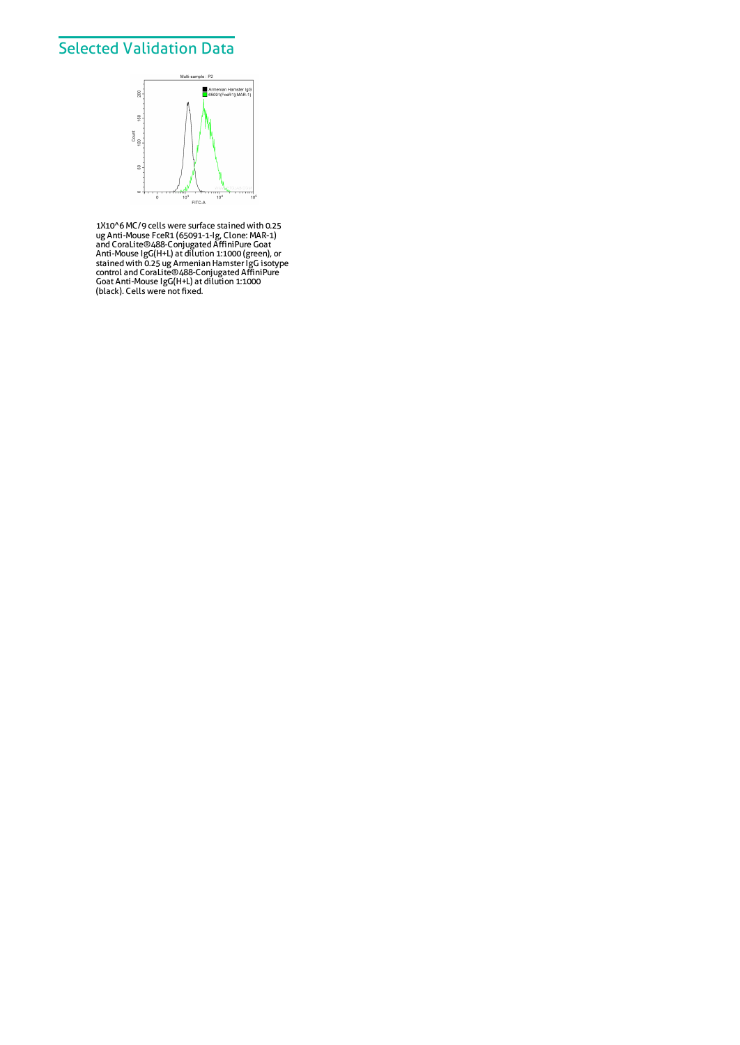## Selected Validation Data

Multi-sample : P2

Armenian Hamster IgG

65091(FceR1)(MAR-1)

Count

0

50

100

150

200

0

$10^3$

$10^4$

$10^5$

FITC-A

1X10^6 MC/9 cells were surface stained with 0.25 ug Anti-Mouse FceR1 (65091-1-Ig, Clone: MAR-1) and CoraLite®488-Conjugated AffiniPure Goat Anti-Mouse IgG(H+L) at dilution 1:1000 (green), or stained with 0.25 ug Armenian Hamster IgG isotype control and CoraLite®488-Conjugated AffiniPure Goat Anti-Mouse IgG(H+L) at dilution 1:1000 (black). Cells were not fixed.